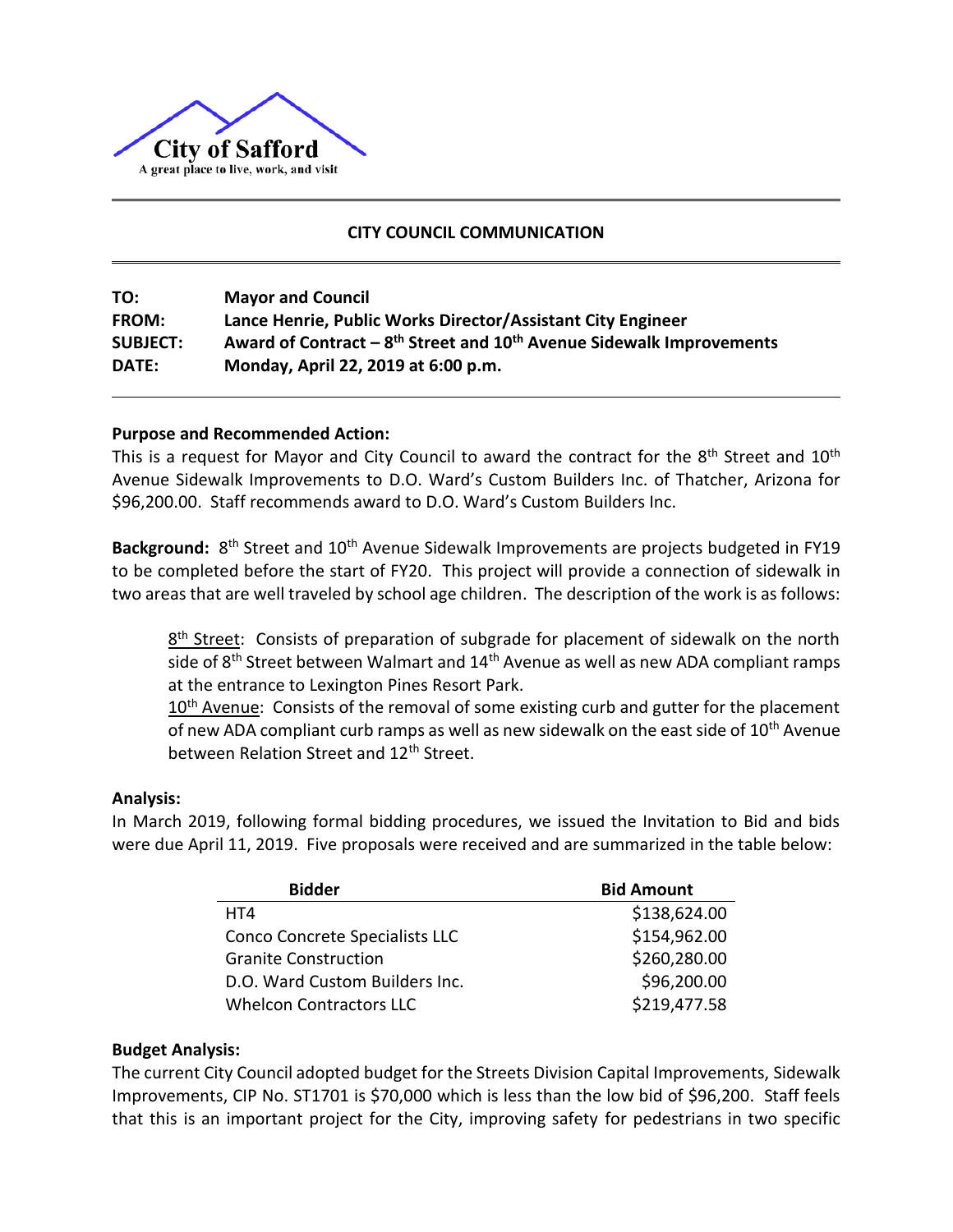City of Safford

A great place to live, work, and visit

## CITY COUNCIL COMMUNICATION

**TO:** **Mayor and Council**
**FROM:** **Lance Henrie, Public Works Director/Assistant City Engineer**
**SUBJECT:** **Award of Contract – 8th Street and 10th Avenue Sidewalk Improvements**
**DATE:** **Monday, April 22, 2019 at 6:00 p.m.**

**Purpose and Recommended Action:**
This is a request for Mayor and City Council to award the contract for the 8th Street and 10th Avenue Sidewalk Improvements to D.O. Ward's Custom Builders Inc. of Thatcher, Arizona for $96,200.00. Staff recommends award to D.O. Ward's Custom Builders Inc.

**Background:** 8th Street and 10th Avenue Sidewalk Improvements are projects budgeted in FY19 to be completed before the start of FY20. This project will provide a connection of sidewalk in two areas that are well traveled by school age children. The description of the work is as follows:

> 8th Street: Consists of preparation of subgrade for placement of sidewalk on the north side of 8th Street between Walmart and 14th Avenue as well as new ADA compliant ramps at the entrance to Lexington Pines Resort Park.
>
> 10th Avenue: Consists of the removal of some existing curb and gutter for the placement of new ADA compliant curb ramps as well as new sidewalk on the east side of 10th Avenue between Relation Street and 12th Street.

**Analysis:**
In March 2019, following formal bidding procedures, we issued the Invitation to Bid and bids were due April 11, 2019. Five proposals were received and are summarized in the table below:

| Bidder | Bid Amount |
|---|---:|
| HT4 | $138,624.00 |
| Conco Concrete Specialists LLC | $154,962.00 |
| Granite Construction | $260,280.00 |
| D.O. Ward Custom Builders Inc. | $96,200.00 |
| Whelcon Contractors LLC | $219,477.58 |

**Budget Analysis:**
The current City Council adopted budget for the Streets Division Capital Improvements, Sidewalk Improvements, CIP No. ST1701 is $70,000 which is less than the low bid of $96,200. Staff feels that this is an important project for the City, improving safety for pedestrians in two specific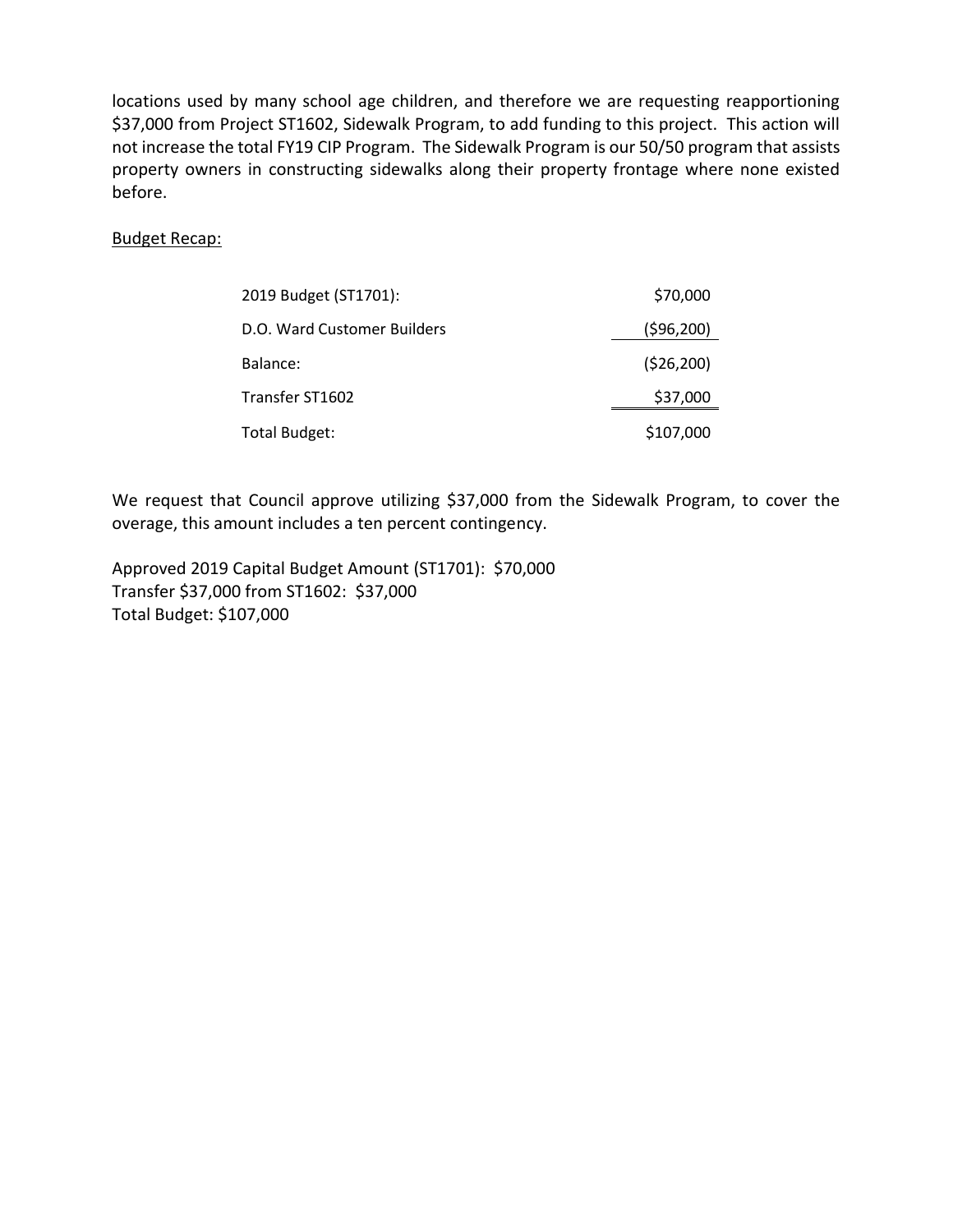locations used by many school age children, and therefore we are requesting reapportioning $37,000 from Project ST1602, Sidewalk Program, to add funding to this project. This action will not increase the total FY19 CIP Program. The Sidewalk Program is our 50/50 program that assists property owners in constructing sidewalks along their property frontage where none existed before.

<u>Budget Recap:</u>

| | |
|---|---:|
| 2019 Budget (ST1701): | $70,000 |
| D.O. Ward Customer Builders | ($96,200) |
| Balance: | ($26,200) |
| Transfer ST1602 | $37,000 |
| Total Budget: | $107,000 |

We request that Council approve utilizing $37,000 from the Sidewalk Program, to cover the overage, this amount includes a ten percent contingency.

Approved 2019 Capital Budget Amount (ST1701): $70,000
Transfer $37,000 from ST1602: $37,000
Total Budget: $107,000